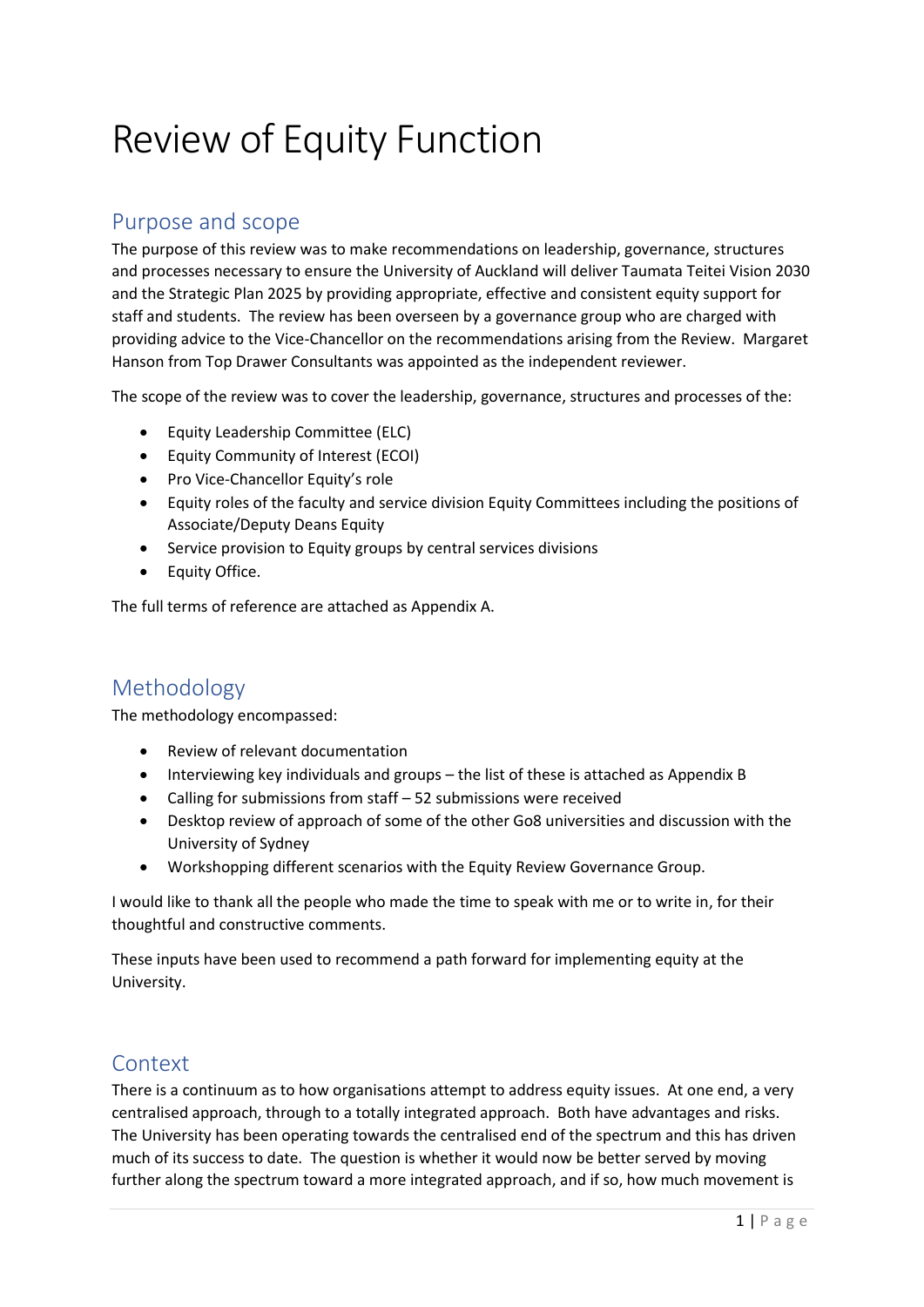# Review of Equity Function

## Purpose and scope

The purpose of this review was to make recommendations on leadership, governance, structures and processes necessary to ensure the University of Auckland will deliver Taumata Teitei Vision 2030 and the Strategic Plan 2025 by providing appropriate, effective and consistent equity support for staff and students. The review has been overseen by a governance group who are charged with providing advice to the Vice-Chancellor on the recommendations arising from the Review. Margaret Hanson from Top Drawer Consultants was appointed as the independent reviewer.

The scope of the review was to cover the leadership, governance, structures and processes of the:

- Equity Leadership Committee (ELC)
- Equity Community of Interest (ECOI)
- Pro Vice-Chancellor Equity's role
- Equity roles of the faculty and service division Equity Committees including the positions of Associate/Deputy Deans Equity
- Service provision to Equity groups by central services divisions
- Equity Office.

The full terms of reference are attached as Appendix A.

## Methodology

The methodology encompassed:

- Review of relevant documentation
- Interviewing key individuals and groups – the list of these is attached as Appendix B
- Calling for submissions from staff – 52 submissions were received
- Desktop review of approach of some of the other Go8 universities and discussion with the University of Sydney
- Workshopping different scenarios with the Equity Review Governance Group.

I would like to thank all the people who made the time to speak with me or to write in, for their thoughtful and constructive comments.

These inputs have been used to recommend a path forward for implementing equity at the University.

## Context

There is a continuum as to how organisations attempt to address equity issues. At one end, a very centralised approach, through to a totally integrated approach. Both have advantages and risks. The University has been operating towards the centralised end of the spectrum and this has driven much of its success to date. The question is whether it would now be better served by moving further along the spectrum toward a more integrated approach, and if so, how much movement is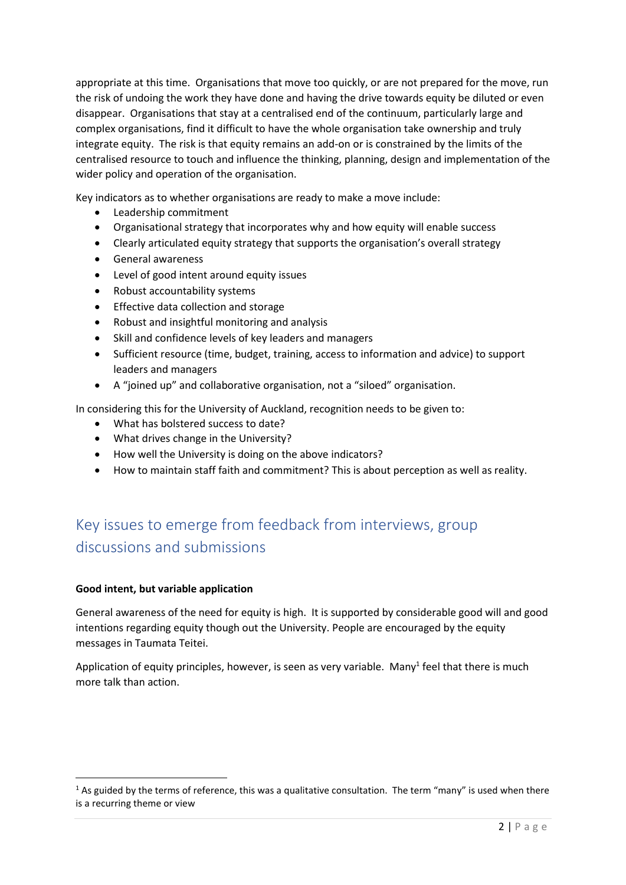appropriate at this time. Organisations that move too quickly, or are not prepared for the move, run the risk of undoing the work they have done and having the drive towards equity be diluted or even disappear. Organisations that stay at a centralised end of the continuum, particularly large and complex organisations, find it difficult to have the whole organisation take ownership and truly integrate equity. The risk is that equity remains an add-on or is constrained by the limits of the centralised resource to touch and influence the thinking, planning, design and implementation of the wider policy and operation of the organisation.

Key indicators as to whether organisations are ready to make a move include:

- Leadership commitment
- Organisational strategy that incorporates why and how equity will enable success
- Clearly articulated equity strategy that supports the organisation's overall strategy
- General awareness
- Level of good intent around equity issues
- Robust accountability systems
- Effective data collection and storage
- Robust and insightful monitoring and analysis
- Skill and confidence levels of key leaders and managers
- Sufficient resource (time, budget, training, access to information and advice) to support leaders and managers
- A "joined up" and collaborative organisation, not a "siloed" organisation.

In considering this for the University of Auckland, recognition needs to be given to:

- What has bolstered success to date?
- What drives change in the University?
- How well the University is doing on the above indicators?
- How to maintain staff faith and commitment? This is about perception as well as reality.

## Key issues to emerge from feedback from interviews, group discussions and submissions

**Good intent, but variable application**

General awareness of the need for equity is high. It is supported by considerable good will and good intentions regarding equity though out the University. People are encouraged by the equity messages in Taumata Teitei.

Application of equity principles, however, is seen as very variable. Many[1] feel that there is much more talk than action.

[1] As guided by the terms of reference, this was a qualitative consultation. The term "many" is used when there is a recurring theme or view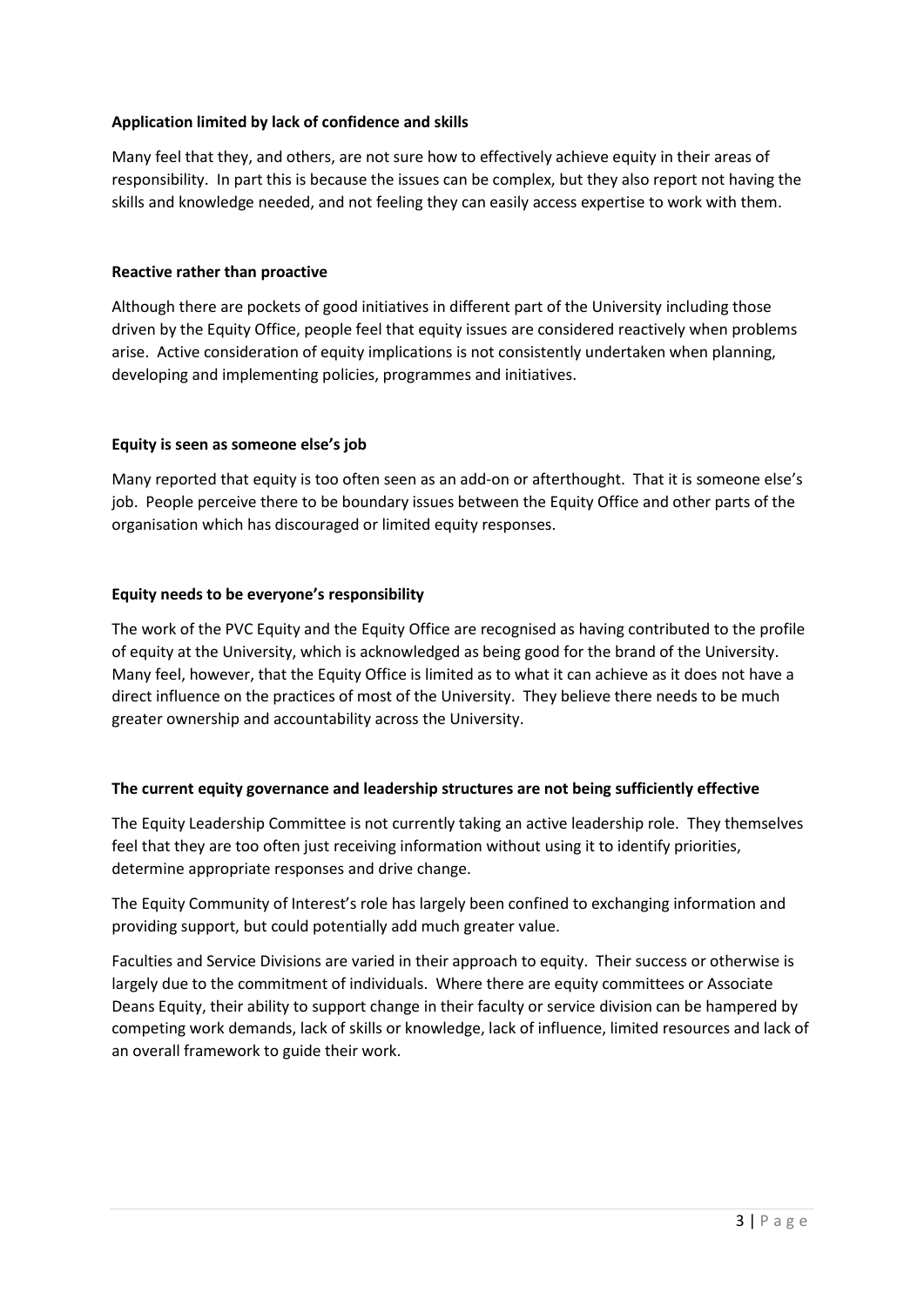**Application limited by lack of confidence and skills**

Many feel that they, and others, are not sure how to effectively achieve equity in their areas of responsibility. In part this is because the issues can be complex, but they also report not having the skills and knowledge needed, and not feeling they can easily access expertise to work with them.

**Reactive rather than proactive**

Although there are pockets of good initiatives in different part of the University including those driven by the Equity Office, people feel that equity issues are considered reactively when problems arise. Active consideration of equity implications is not consistently undertaken when planning, developing and implementing policies, programmes and initiatives.

**Equity is seen as someone else's job**

Many reported that equity is too often seen as an add-on or afterthought. That it is someone else's job. People perceive there to be boundary issues between the Equity Office and other parts of the organisation which has discouraged or limited equity responses.

**Equity needs to be everyone's responsibility**

The work of the PVC Equity and the Equity Office are recognised as having contributed to the profile of equity at the University, which is acknowledged as being good for the brand of the University. Many feel, however, that the Equity Office is limited as to what it can achieve as it does not have a direct influence on the practices of most of the University. They believe there needs to be much greater ownership and accountability across the University.

**The current equity governance and leadership structures are not being sufficiently effective**

The Equity Leadership Committee is not currently taking an active leadership role. They themselves feel that they are too often just receiving information without using it to identify priorities, determine appropriate responses and drive change.

The Equity Community of Interest's role has largely been confined to exchanging information and providing support, but could potentially add much greater value.

Faculties and Service Divisions are varied in their approach to equity. Their success or otherwise is largely due to the commitment of individuals. Where there are equity committees or Associate Deans Equity, their ability to support change in their faculty or service division can be hampered by competing work demands, lack of skills or knowledge, lack of influence, limited resources and lack of an overall framework to guide their work.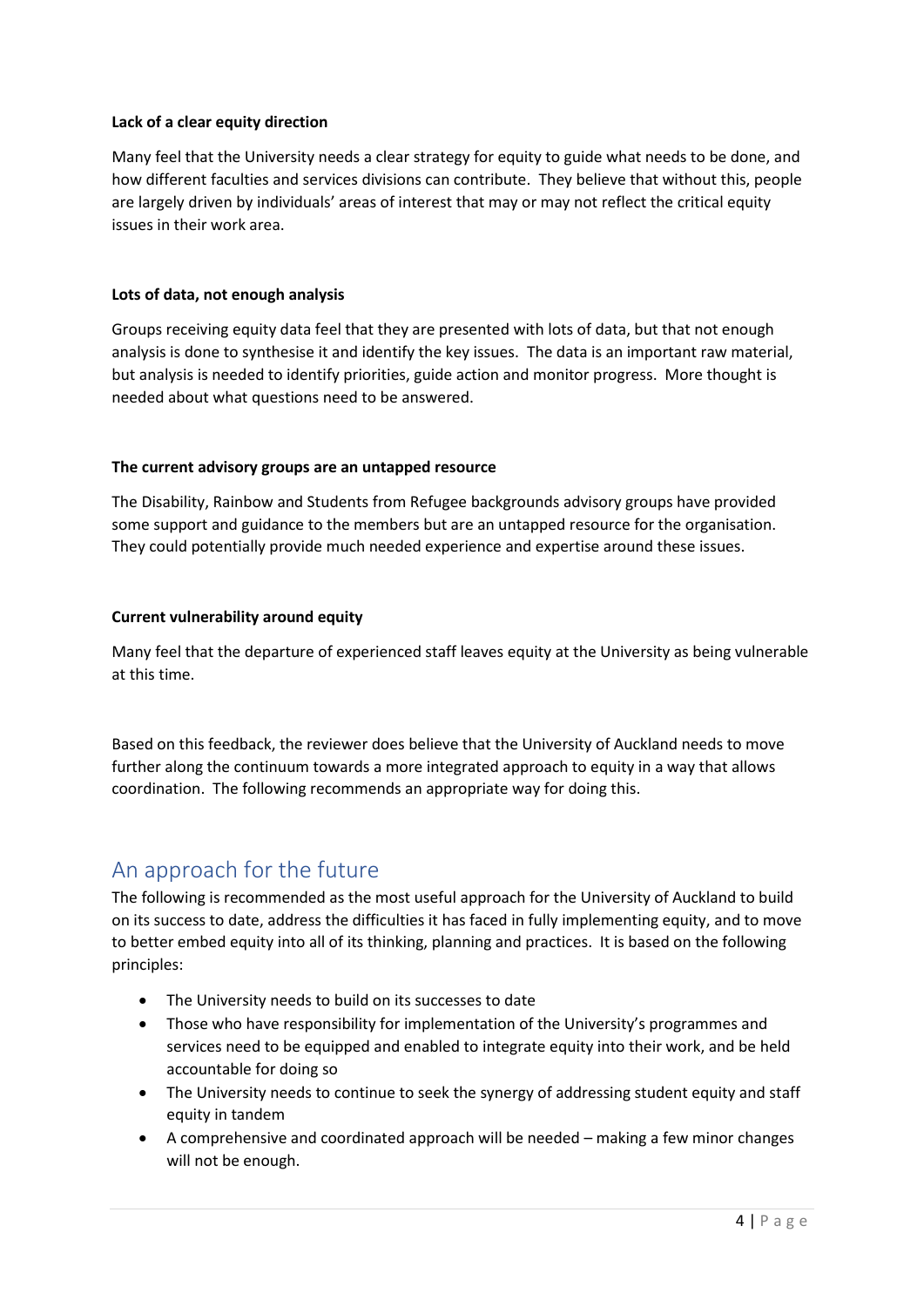**Lack of a clear equity direction**

Many feel that the University needs a clear strategy for equity to guide what needs to be done, and how different faculties and services divisions can contribute. They believe that without this, people are largely driven by individuals' areas of interest that may or may not reflect the critical equity issues in their work area.

**Lots of data, not enough analysis**

Groups receiving equity data feel that they are presented with lots of data, but that not enough analysis is done to synthesise it and identify the key issues. The data is an important raw material, but analysis is needed to identify priorities, guide action and monitor progress. More thought is needed about what questions need to be answered.

**The current advisory groups are an untapped resource**

The Disability, Rainbow and Students from Refugee backgrounds advisory groups have provided some support and guidance to the members but are an untapped resource for the organisation. They could potentially provide much needed experience and expertise around these issues.

**Current vulnerability around equity**

Many feel that the departure of experienced staff leaves equity at the University as being vulnerable at this time.

Based on this feedback, the reviewer does believe that the University of Auckland needs to move further along the continuum towards a more integrated approach to equity in a way that allows coordination. The following recommends an appropriate way for doing this.

## An approach for the future

The following is recommended as the most useful approach for the University of Auckland to build on its success to date, address the difficulties it has faced in fully implementing equity, and to move to better embed equity into all of its thinking, planning and practices. It is based on the following principles:

- The University needs to build on its successes to date
- Those who have responsibility for implementation of the University's programmes and services need to be equipped and enabled to integrate equity into their work, and be held accountable for doing so
- The University needs to continue to seek the synergy of addressing student equity and staff equity in tandem
- A comprehensive and coordinated approach will be needed – making a few minor changes will not be enough.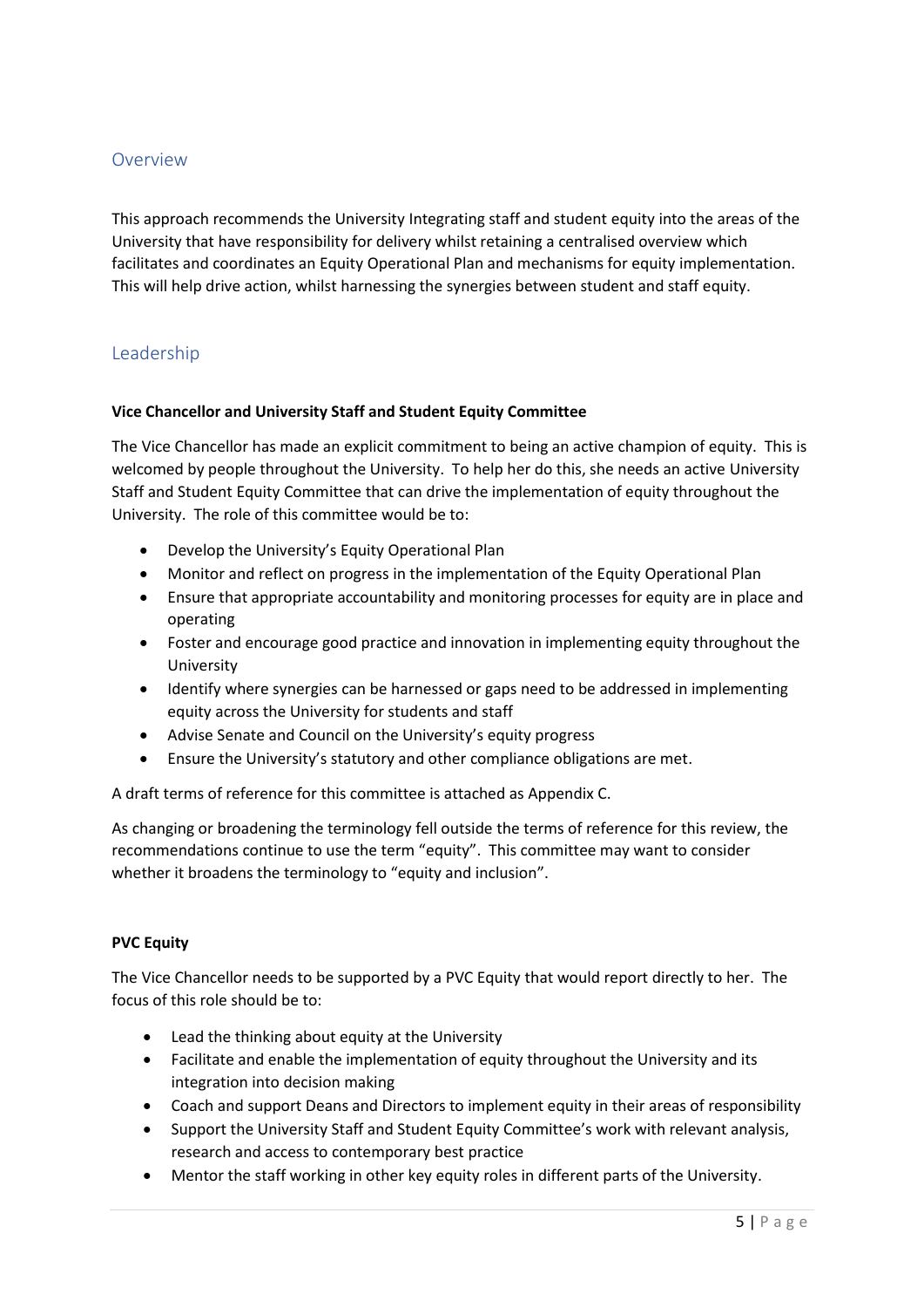## Overview

This approach recommends the University Integrating staff and student equity into the areas of the University that have responsibility for delivery whilst retaining a centralised overview which facilitates and coordinates an Equity Operational Plan and mechanisms for equity implementation. This will help drive action, whilst harnessing the synergies between student and staff equity.

## Leadership

**Vice Chancellor and University Staff and Student Equity Committee**

The Vice Chancellor has made an explicit commitment to being an active champion of equity. This is welcomed by people throughout the University. To help her do this, she needs an active University Staff and Student Equity Committee that can drive the implementation of equity throughout the University. The role of this committee would be to:

- Develop the University's Equity Operational Plan
- Monitor and reflect on progress in the implementation of the Equity Operational Plan
- Ensure that appropriate accountability and monitoring processes for equity are in place and operating
- Foster and encourage good practice and innovation in implementing equity throughout the University
- Identify where synergies can be harnessed or gaps need to be addressed in implementing equity across the University for students and staff
- Advise Senate and Council on the University's equity progress
- Ensure the University's statutory and other compliance obligations are met.

A draft terms of reference for this committee is attached as Appendix C.

As changing or broadening the terminology fell outside the terms of reference for this review, the recommendations continue to use the term "equity". This committee may want to consider whether it broadens the terminology to "equity and inclusion".

**PVC Equity**

The Vice Chancellor needs to be supported by a PVC Equity that would report directly to her. The focus of this role should be to:

- Lead the thinking about equity at the University
- Facilitate and enable the implementation of equity throughout the University and its integration into decision making
- Coach and support Deans and Directors to implement equity in their areas of responsibility
- Support the University Staff and Student Equity Committee's work with relevant analysis, research and access to contemporary best practice
- Mentor the staff working in other key equity roles in different parts of the University.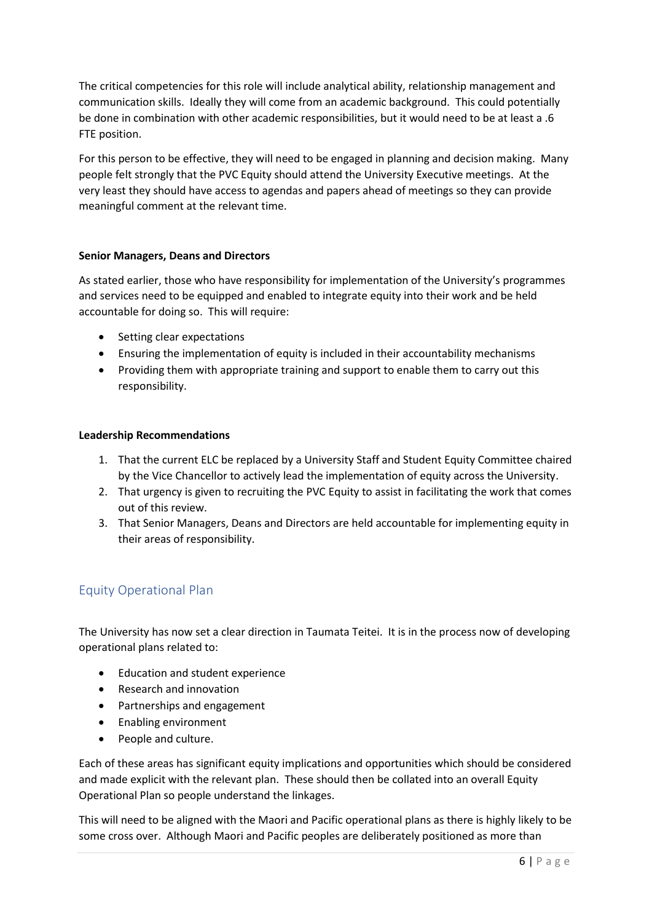The critical competencies for this role will include analytical ability, relationship management and communication skills. Ideally they will come from an academic background. This could potentially be done in combination with other academic responsibilities, but it would need to be at least a .6 FTE position.

For this person to be effective, they will need to be engaged in planning and decision making. Many people felt strongly that the PVC Equity should attend the University Executive meetings. At the very least they should have access to agendas and papers ahead of meetings so they can provide meaningful comment at the relevant time.

**Senior Managers, Deans and Directors**

As stated earlier, those who have responsibility for implementation of the University's programmes and services need to be equipped and enabled to integrate equity into their work and be held accountable for doing so. This will require:

- Setting clear expectations
- Ensuring the implementation of equity is included in their accountability mechanisms
- Providing them with appropriate training and support to enable them to carry out this responsibility.

**Leadership Recommendations**

1. That the current ELC be replaced by a University Staff and Student Equity Committee chaired by the Vice Chancellor to actively lead the implementation of equity across the University.
2. That urgency is given to recruiting the PVC Equity to assist in facilitating the work that comes out of this review.
3. That Senior Managers, Deans and Directors are held accountable for implementing equity in their areas of responsibility.

## Equity Operational Plan

The University has now set a clear direction in Taumata Teitei. It is in the process now of developing operational plans related to:

- Education and student experience
- Research and innovation
- Partnerships and engagement
- Enabling environment
- People and culture.

Each of these areas has significant equity implications and opportunities which should be considered and made explicit with the relevant plan. These should then be collated into an overall Equity Operational Plan so people understand the linkages.

This will need to be aligned with the Maori and Pacific operational plans as there is highly likely to be some cross over. Although Maori and Pacific peoples are deliberately positioned as more than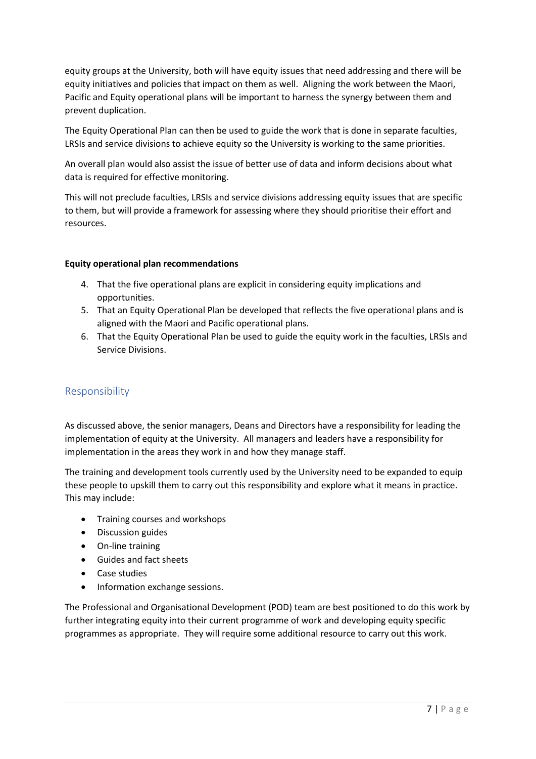equity groups at the University, both will have equity issues that need addressing and there will be equity initiatives and policies that impact on them as well. Aligning the work between the Maori, Pacific and Equity operational plans will be important to harness the synergy between them and prevent duplication.

The Equity Operational Plan can then be used to guide the work that is done in separate faculties, LRSIs and service divisions to achieve equity so the University is working to the same priorities.

An overall plan would also assist the issue of better use of data and inform decisions about what data is required for effective monitoring.

This will not preclude faculties, LRSIs and service divisions addressing equity issues that are specific to them, but will provide a framework for assessing where they should prioritise their effort and resources.

**Equity operational plan recommendations**

4. That the five operational plans are explicit in considering equity implications and opportunities.
5. That an Equity Operational Plan be developed that reflects the five operational plans and is aligned with the Maori and Pacific operational plans.
6. That the Equity Operational Plan be used to guide the equity work in the faculties, LRSIs and Service Divisions.

## Responsibility

As discussed above, the senior managers, Deans and Directors have a responsibility for leading the implementation of equity at the University. All managers and leaders have a responsibility for implementation in the areas they work in and how they manage staff.

The training and development tools currently used by the University need to be expanded to equip these people to upskill them to carry out this responsibility and explore what it means in practice. This may include:

- Training courses and workshops
- Discussion guides
- On-line training
- Guides and fact sheets
- Case studies
- Information exchange sessions.

The Professional and Organisational Development (POD) team are best positioned to do this work by further integrating equity into their current programme of work and developing equity specific programmes as appropriate. They will require some additional resource to carry out this work.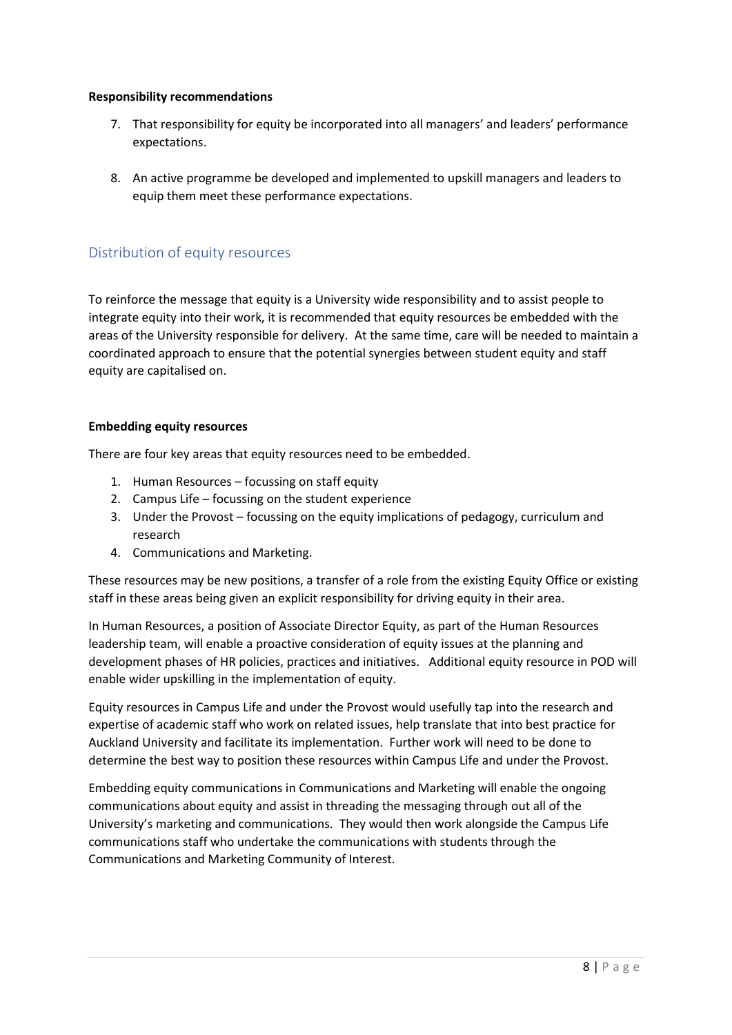**Responsibility recommendations**

7. That responsibility for equity be incorporated into all managers' and leaders' performance expectations.

8. An active programme be developed and implemented to upskill managers and leaders to equip them meet these performance expectations.

## Distribution of equity resources

To reinforce the message that equity is a University wide responsibility and to assist people to integrate equity into their work, it is recommended that equity resources be embedded with the areas of the University responsible for delivery. At the same time, care will be needed to maintain a coordinated approach to ensure that the potential synergies between student equity and staff equity are capitalised on.

**Embedding equity resources**

There are four key areas that equity resources need to be embedded.

1. Human Resources – focussing on staff equity
2. Campus Life – focussing on the student experience
3. Under the Provost – focussing on the equity implications of pedagogy, curriculum and research
4. Communications and Marketing.

These resources may be new positions, a transfer of a role from the existing Equity Office or existing staff in these areas being given an explicit responsibility for driving equity in their area.

In Human Resources, a position of Associate Director Equity, as part of the Human Resources leadership team, will enable a proactive consideration of equity issues at the planning and development phases of HR policies, practices and initiatives. Additional equity resource in POD will enable wider upskilling in the implementation of equity.

Equity resources in Campus Life and under the Provost would usefully tap into the research and expertise of academic staff who work on related issues, help translate that into best practice for Auckland University and facilitate its implementation. Further work will need to be done to determine the best way to position these resources within Campus Life and under the Provost.

Embedding equity communications in Communications and Marketing will enable the ongoing communications about equity and assist in threading the messaging through out all of the University's marketing and communications. They would then work alongside the Campus Life communications staff who undertake the communications with students through the Communications and Marketing Community of Interest.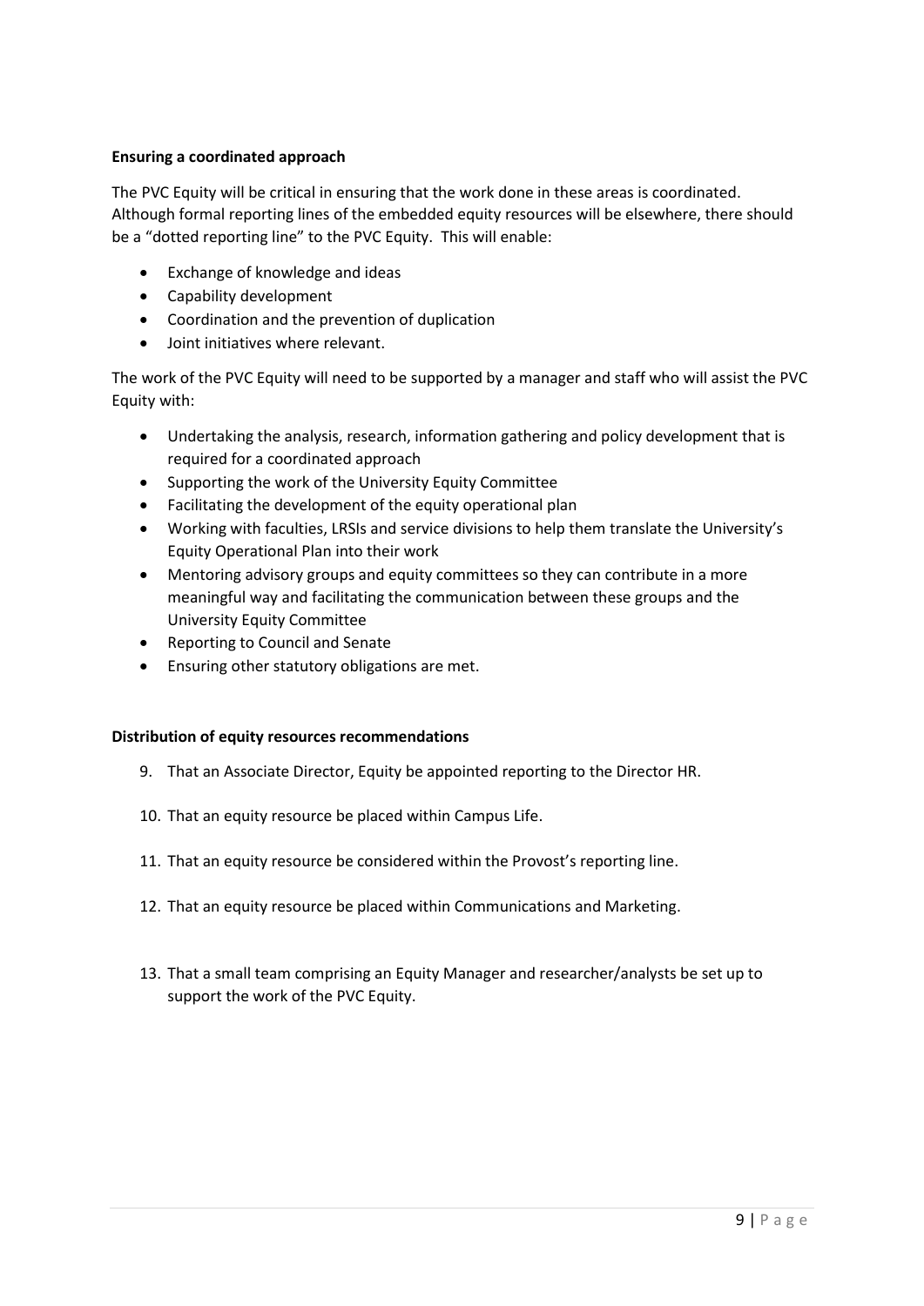**Ensuring a coordinated approach**

The PVC Equity will be critical in ensuring that the work done in these areas is coordinated. Although formal reporting lines of the embedded equity resources will be elsewhere, there should be a "dotted reporting line" to the PVC Equity. This will enable:

- Exchange of knowledge and ideas
- Capability development
- Coordination and the prevention of duplication
- Joint initiatives where relevant.

The work of the PVC Equity will need to be supported by a manager and staff who will assist the PVC Equity with:

- Undertaking the analysis, research, information gathering and policy development that is required for a coordinated approach
- Supporting the work of the University Equity Committee
- Facilitating the development of the equity operational plan
- Working with faculties, LRSIs and service divisions to help them translate the University's Equity Operational Plan into their work
- Mentoring advisory groups and equity committees so they can contribute in a more meaningful way and facilitating the communication between these groups and the University Equity Committee
- Reporting to Council and Senate
- Ensuring other statutory obligations are met.

**Distribution of equity resources recommendations**

9. That an Associate Director, Equity be appointed reporting to the Director HR.
10. That an equity resource be placed within Campus Life.
11. That an equity resource be considered within the Provost's reporting line.
12. That an equity resource be placed within Communications and Marketing.
13. That a small team comprising an Equity Manager and researcher/analysts be set up to support the work of the PVC Equity.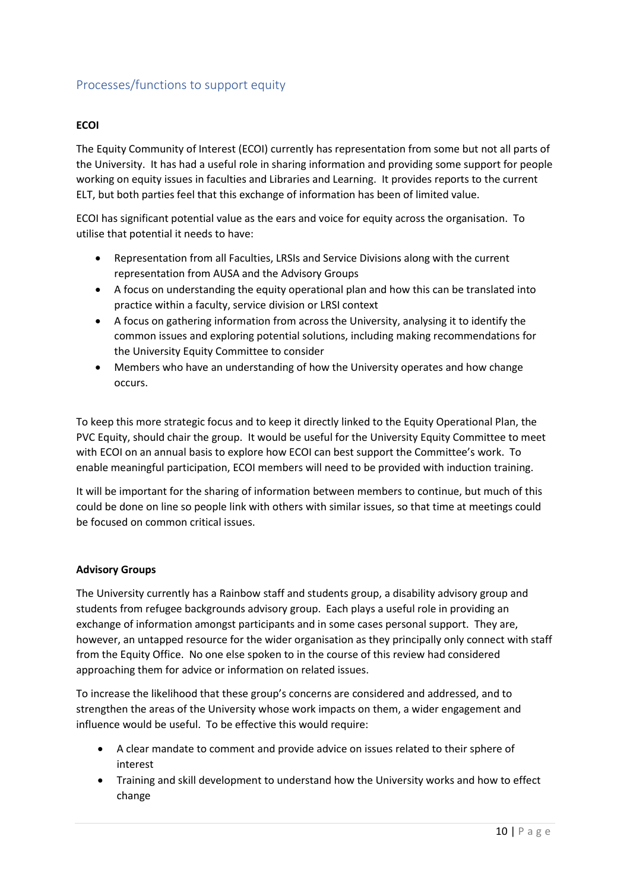## Processes/functions to support equity

**ECOI**

The Equity Community of Interest (ECOI) currently has representation from some but not all parts of the University. It has had a useful role in sharing information and providing some support for people working on equity issues in faculties and Libraries and Learning. It provides reports to the current ELT, but both parties feel that this exchange of information has been of limited value.

ECOI has significant potential value as the ears and voice for equity across the organisation. To utilise that potential it needs to have:

- Representation from all Faculties, LRSIs and Service Divisions along with the current representation from AUSA and the Advisory Groups
- A focus on understanding the equity operational plan and how this can be translated into practice within a faculty, service division or LRSI context
- A focus on gathering information from across the University, analysing it to identify the common issues and exploring potential solutions, including making recommendations for the University Equity Committee to consider
- Members who have an understanding of how the University operates and how change occurs.

To keep this more strategic focus and to keep it directly linked to the Equity Operational Plan, the PVC Equity, should chair the group. It would be useful for the University Equity Committee to meet with ECOI on an annual basis to explore how ECOI can best support the Committee's work. To enable meaningful participation, ECOI members will need to be provided with induction training.

It will be important for the sharing of information between members to continue, but much of this could be done on line so people link with others with similar issues, so that time at meetings could be focused on common critical issues.

**Advisory Groups**

The University currently has a Rainbow staff and students group, a disability advisory group and students from refugee backgrounds advisory group. Each plays a useful role in providing an exchange of information amongst participants and in some cases personal support. They are, however, an untapped resource for the wider organisation as they principally only connect with staff from the Equity Office. No one else spoken to in the course of this review had considered approaching them for advice or information on related issues.

To increase the likelihood that these group's concerns are considered and addressed, and to strengthen the areas of the University whose work impacts on them, a wider engagement and influence would be useful. To be effective this would require:

- A clear mandate to comment and provide advice on issues related to their sphere of interest
- Training and skill development to understand how the University works and how to effect change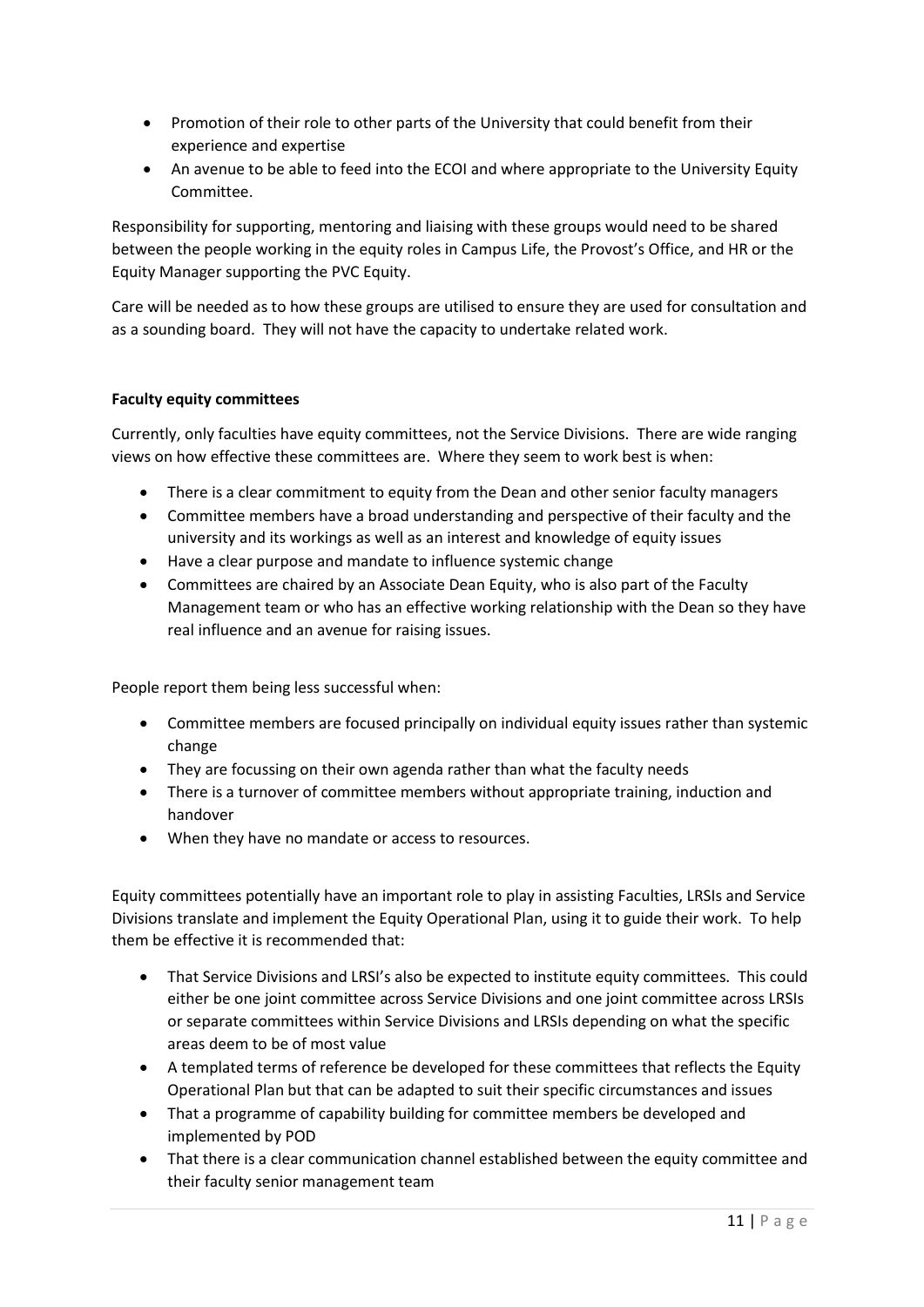- Promotion of their role to other parts of the University that could benefit from their experience and expertise
- An avenue to be able to feed into the ECOI and where appropriate to the University Equity Committee.

Responsibility for supporting, mentoring and liaising with these groups would need to be shared between the people working in the equity roles in Campus Life, the Provost's Office, and HR or the Equity Manager supporting the PVC Equity.

Care will be needed as to how these groups are utilised to ensure they are used for consultation and as a sounding board. They will not have the capacity to undertake related work.

**Faculty equity committees**

Currently, only faculties have equity committees, not the Service Divisions. There are wide ranging views on how effective these committees are. Where they seem to work best is when:

- There is a clear commitment to equity from the Dean and other senior faculty managers
- Committee members have a broad understanding and perspective of their faculty and the university and its workings as well as an interest and knowledge of equity issues
- Have a clear purpose and mandate to influence systemic change
- Committees are chaired by an Associate Dean Equity, who is also part of the Faculty Management team or who has an effective working relationship with the Dean so they have real influence and an avenue for raising issues.

People report them being less successful when:

- Committee members are focused principally on individual equity issues rather than systemic change
- They are focussing on their own agenda rather than what the faculty needs
- There is a turnover of committee members without appropriate training, induction and handover
- When they have no mandate or access to resources.

Equity committees potentially have an important role to play in assisting Faculties, LRSIs and Service Divisions translate and implement the Equity Operational Plan, using it to guide their work. To help them be effective it is recommended that:

- That Service Divisions and LRSI's also be expected to institute equity committees. This could either be one joint committee across Service Divisions and one joint committee across LRSIs or separate committees within Service Divisions and LRSIs depending on what the specific areas deem to be of most value
- A templated terms of reference be developed for these committees that reflects the Equity Operational Plan but that can be adapted to suit their specific circumstances and issues
- That a programme of capability building for committee members be developed and implemented by POD
- That there is a clear communication channel established between the equity committee and their faculty senior management team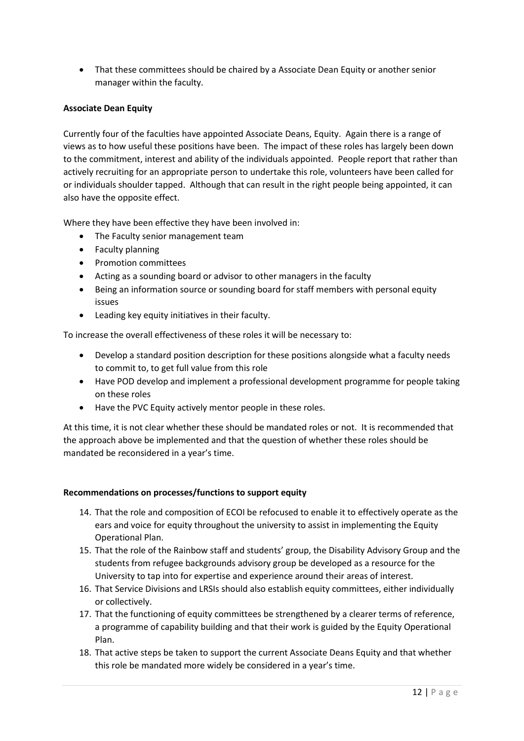- That these committees should be chaired by a Associate Dean Equity or another senior manager within the faculty.

**Associate Dean Equity**

Currently four of the faculties have appointed Associate Deans, Equity. Again there is a range of views as to how useful these positions have been. The impact of these roles has largely been down to the commitment, interest and ability of the individuals appointed. People report that rather than actively recruiting for an appropriate person to undertake this role, volunteers have been called for or individuals shoulder tapped. Although that can result in the right people being appointed, it can also have the opposite effect.

Where they have been effective they have been involved in:

- The Faculty senior management team
- Faculty planning
- Promotion committees
- Acting as a sounding board or advisor to other managers in the faculty
- Being an information source or sounding board for staff members with personal equity issues
- Leading key equity initiatives in their faculty.

To increase the overall effectiveness of these roles it will be necessary to:

- Develop a standard position description for these positions alongside what a faculty needs to commit to, to get full value from this role
- Have POD develop and implement a professional development programme for people taking on these roles
- Have the PVC Equity actively mentor people in these roles.

At this time, it is not clear whether these should be mandated roles or not. It is recommended that the approach above be implemented and that the question of whether these roles should be mandated be reconsidered in a year's time.

**Recommendations on processes/functions to support equity**

14. That the role and composition of ECOI be refocused to enable it to effectively operate as the ears and voice for equity throughout the university to assist in implementing the Equity Operational Plan.
15. That the role of the Rainbow staff and students' group, the Disability Advisory Group and the students from refugee backgrounds advisory group be developed as a resource for the University to tap into for expertise and experience around their areas of interest.
16. That Service Divisions and LRSIs should also establish equity committees, either individually or collectively.
17. That the functioning of equity committees be strengthened by a clearer terms of reference, a programme of capability building and that their work is guided by the Equity Operational Plan.
18. That active steps be taken to support the current Associate Deans Equity and that whether this role be mandated more widely be considered in a year's time.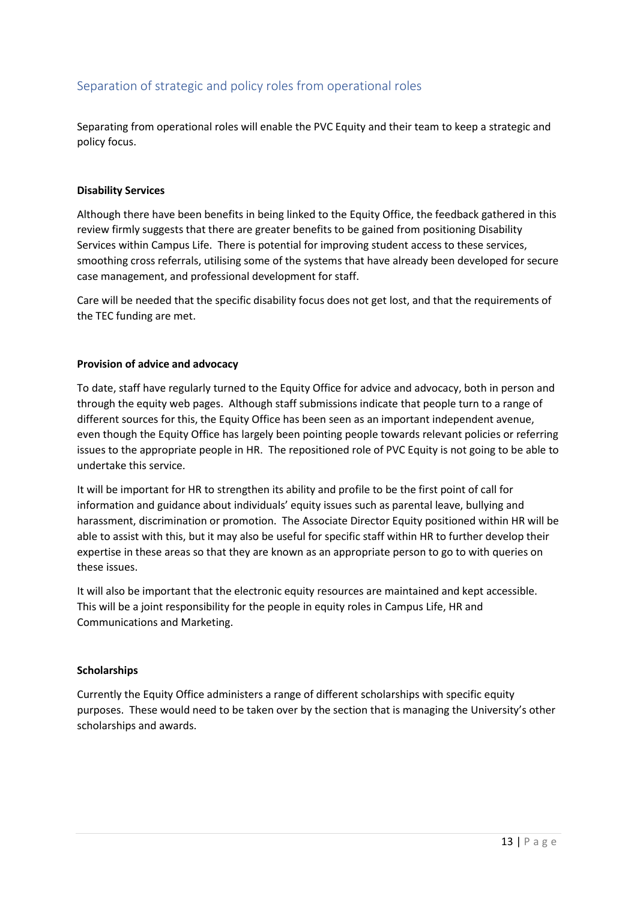## Separation of strategic and policy roles from operational roles

Separating from operational roles will enable the PVC Equity and their team to keep a strategic and policy focus.

### Disability Services

Although there have been benefits in being linked to the Equity Office, the feedback gathered in this review firmly suggests that there are greater benefits to be gained from positioning Disability Services within Campus Life. There is potential for improving student access to these services, smoothing cross referrals, utilising some of the systems that have already been developed for secure case management, and professional development for staff.

Care will be needed that the specific disability focus does not get lost, and that the requirements of the TEC funding are met.

### Provision of advice and advocacy

To date, staff have regularly turned to the Equity Office for advice and advocacy, both in person and through the equity web pages. Although staff submissions indicate that people turn to a range of different sources for this, the Equity Office has been seen as an important independent avenue, even though the Equity Office has largely been pointing people towards relevant policies or referring issues to the appropriate people in HR. The repositioned role of PVC Equity is not going to be able to undertake this service.

It will be important for HR to strengthen its ability and profile to be the first point of call for information and guidance about individuals' equity issues such as parental leave, bullying and harassment, discrimination or promotion. The Associate Director Equity positioned within HR will be able to assist with this, but it may also be useful for specific staff within HR to further develop their expertise in these areas so that they are known as an appropriate person to go to with queries on these issues.

It will also be important that the electronic equity resources are maintained and kept accessible. This will be a joint responsibility for the people in equity roles in Campus Life, HR and Communications and Marketing.

### Scholarships

Currently the Equity Office administers a range of different scholarships with specific equity purposes. These would need to be taken over by the section that is managing the University's other scholarships and awards.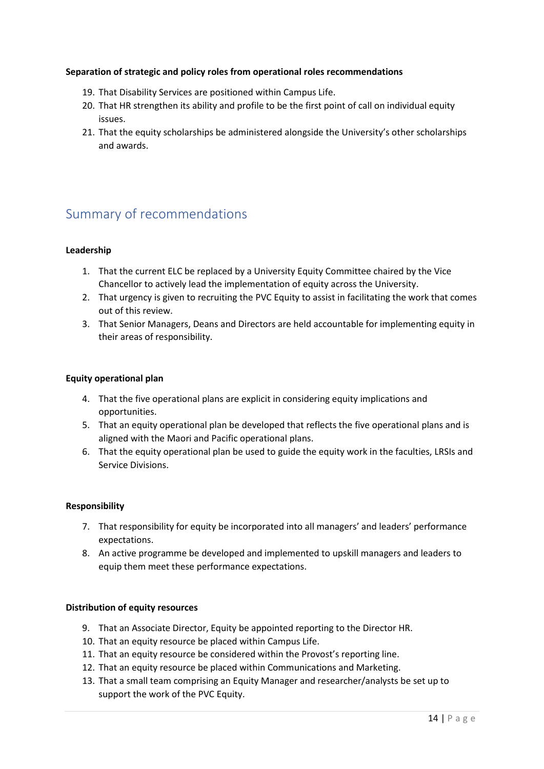**Separation of strategic and policy roles from operational roles recommendations**

19. That Disability Services are positioned within Campus Life.
20. That HR strengthen its ability and profile to be the first point of call on individual equity issues.
21. That the equity scholarships be administered alongside the University's other scholarships and awards.

## Summary of recommendations

**Leadership**

1. That the current ELC be replaced by a University Equity Committee chaired by the Vice Chancellor to actively lead the implementation of equity across the University.
2. That urgency is given to recruiting the PVC Equity to assist in facilitating the work that comes out of this review.
3. That Senior Managers, Deans and Directors are held accountable for implementing equity in their areas of responsibility.

**Equity operational plan**

4. That the five operational plans are explicit in considering equity implications and opportunities.
5. That an equity operational plan be developed that reflects the five operational plans and is aligned with the Maori and Pacific operational plans.
6. That the equity operational plan be used to guide the equity work in the faculties, LRSIs and Service Divisions.

**Responsibility**

7. That responsibility for equity be incorporated into all managers' and leaders' performance expectations.
8. An active programme be developed and implemented to upskill managers and leaders to equip them meet these performance expectations.

**Distribution of equity resources**

9. That an Associate Director, Equity be appointed reporting to the Director HR.
10. That an equity resource be placed within Campus Life.
11. That an equity resource be considered within the Provost's reporting line.
12. That an equity resource be placed within Communications and Marketing.
13. That a small team comprising an Equity Manager and researcher/analysts be set up to support the work of the PVC Equity.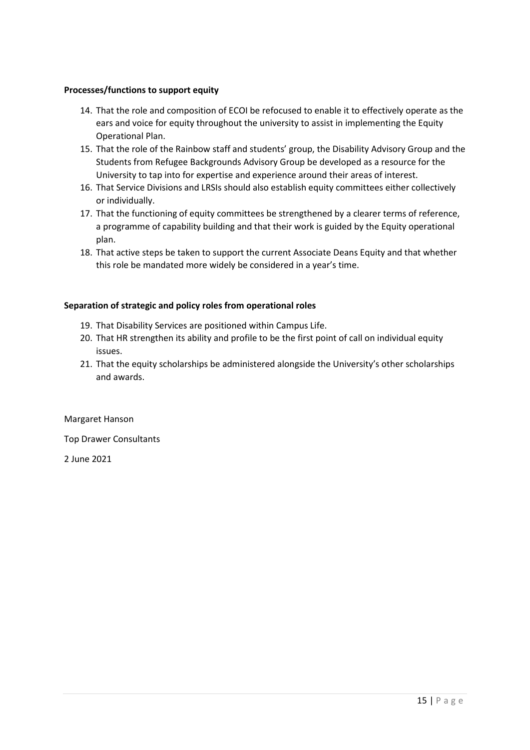**Processes/functions to support equity**

14. That the role and composition of ECOI be refocused to enable it to effectively operate as the ears and voice for equity throughout the university to assist in implementing the Equity Operational Plan.
15. That the role of the Rainbow staff and students' group, the Disability Advisory Group and the Students from Refugee Backgrounds Advisory Group be developed as a resource for the University to tap into for expertise and experience around their areas of interest.
16. That Service Divisions and LRSIs should also establish equity committees either collectively or individually.
17. That the functioning of equity committees be strengthened by a clearer terms of reference, a programme of capability building and that their work is guided by the Equity operational plan.
18. That active steps be taken to support the current Associate Deans Equity and that whether this role be mandated more widely be considered in a year's time.

**Separation of strategic and policy roles from operational roles**

19. That Disability Services are positioned within Campus Life.
20. That HR strengthen its ability and profile to be the first point of call on individual equity issues.
21. That the equity scholarships be administered alongside the University's other scholarships and awards.

Margaret Hanson

Top Drawer Consultants

2 June 2021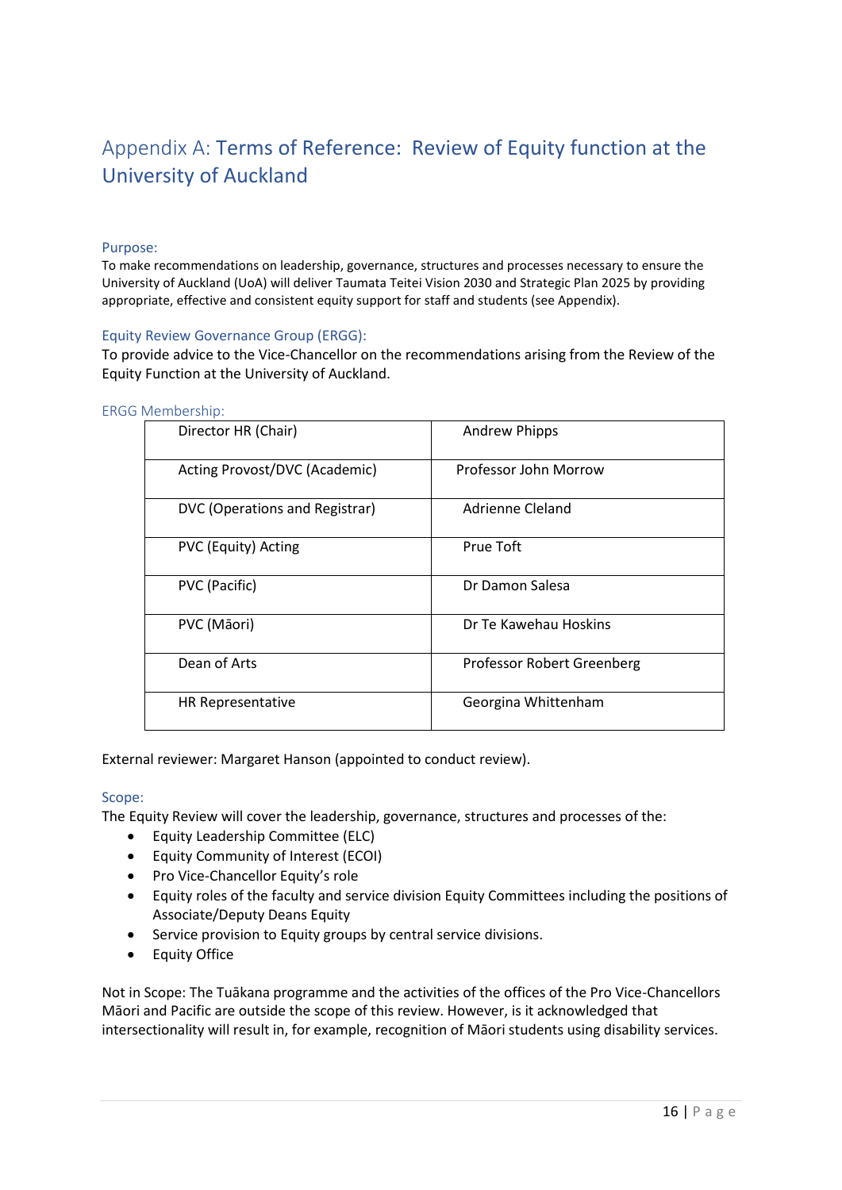# Appendix A: Terms of Reference: Review of Equity function at the University of Auckland

### Purpose:

To make recommendations on leadership, governance, structures and processes necessary to ensure the University of Auckland (UoA) will deliver Taumata Teitei Vision 2030 and Strategic Plan 2025 by providing appropriate, effective and consistent equity support for staff and students (see Appendix).

### Equity Review Governance Group (ERGG):

To provide advice to the Vice-Chancellor on the recommendations arising from the Review of the Equity Function at the University of Auckland.

### ERGG Membership:

| | |
|---|---|
| Director HR (Chair) | Andrew Phipps |
| Acting Provost/DVC (Academic) | Professor John Morrow |
| DVC (Operations and Registrar) | Adrienne Cleland |
| PVC (Equity) Acting | Prue Toft |
| PVC (Pacific) | Dr Damon Salesa |
| PVC (Māori) | Dr Te Kawehau Hoskins |
| Dean of Arts | Professor Robert Greenberg |
| HR Representative | Georgina Whittenham |

External reviewer: Margaret Hanson (appointed to conduct review).

### Scope:

The Equity Review will cover the leadership, governance, structures and processes of the:

- Equity Leadership Committee (ELC)
- Equity Community of Interest (ECOI)
- Pro Vice-Chancellor Equity's role
- Equity roles of the faculty and service division Equity Committees including the positions of Associate/Deputy Deans Equity
- Service provision to Equity groups by central service divisions.
- Equity Office

Not in Scope: The Tuākana programme and the activities of the offices of the Pro Vice-Chancellors Māori and Pacific are outside the scope of this review. However, is it acknowledged that intersectionality will result in, for example, recognition of Māori students using disability services.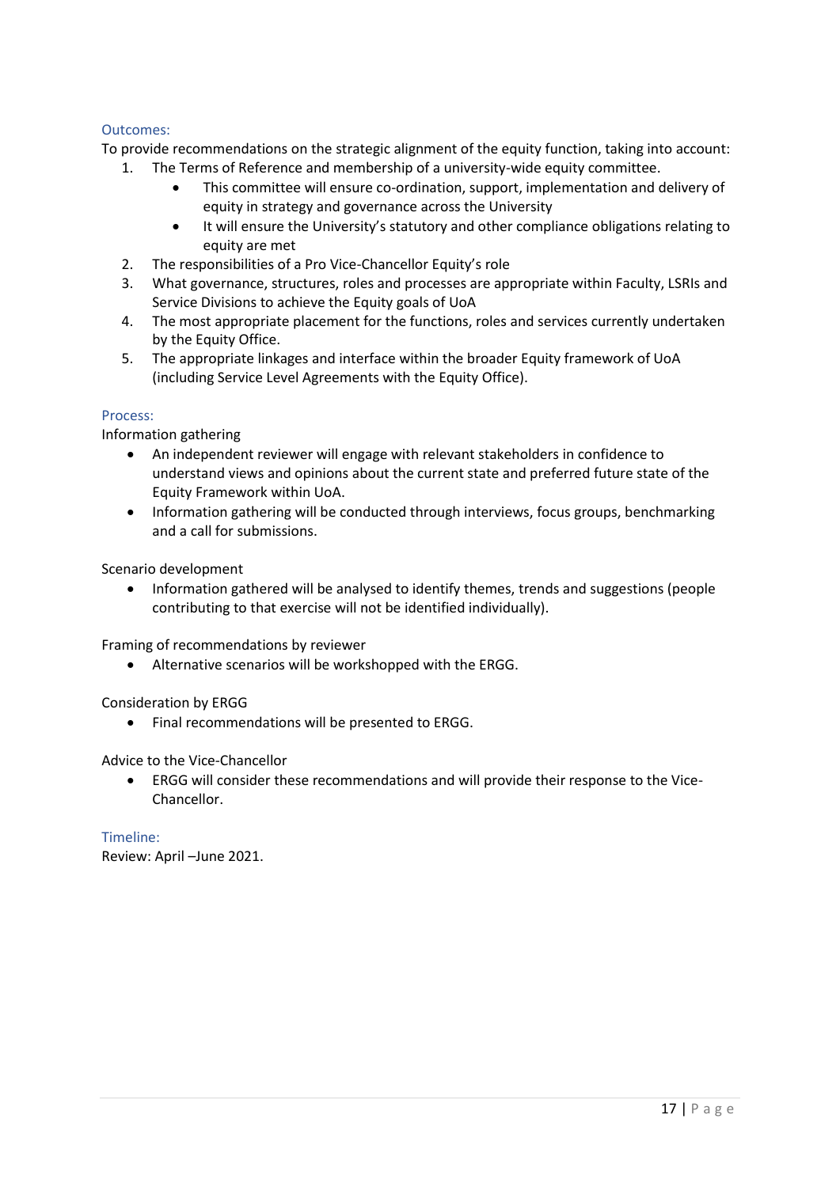### Outcomes:

To provide recommendations on the strategic alignment of the equity function, taking into account:

1. The Terms of Reference and membership of a university-wide equity committee.
   - This committee will ensure co-ordination, support, implementation and delivery of equity in strategy and governance across the University
   - It will ensure the University's statutory and other compliance obligations relating to equity are met
2. The responsibilities of a Pro Vice-Chancellor Equity's role
3. What governance, structures, roles and processes are appropriate within Faculty, LSRIs and Service Divisions to achieve the Equity goals of UoA
4. The most appropriate placement for the functions, roles and services currently undertaken by the Equity Office.
5. The appropriate linkages and interface within the broader Equity framework of UoA (including Service Level Agreements with the Equity Office).

### Process:

Information gathering

- An independent reviewer will engage with relevant stakeholders in confidence to understand views and opinions about the current state and preferred future state of the Equity Framework within UoA.
- Information gathering will be conducted through interviews, focus groups, benchmarking and a call for submissions.

Scenario development

- Information gathered will be analysed to identify themes, trends and suggestions (people contributing to that exercise will not be identified individually).

Framing of recommendations by reviewer

- Alternative scenarios will be workshopped with the ERGG.

Consideration by ERGG

- Final recommendations will be presented to ERGG.

Advice to the Vice-Chancellor

- ERGG will consider these recommendations and will provide their response to the Vice-Chancellor.

### Timeline:

Review: April –June 2021.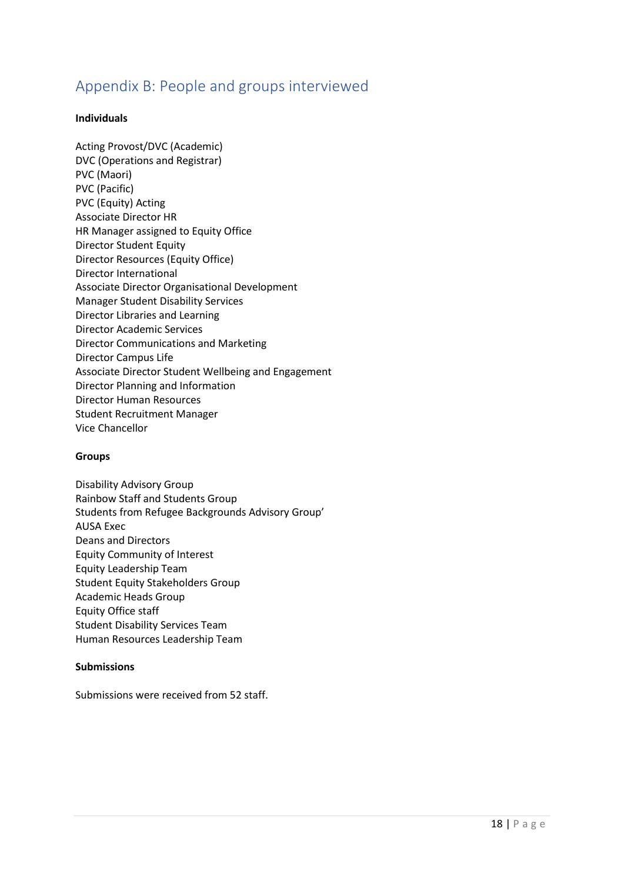# Appendix B: People and groups interviewed

**Individuals**

Acting Provost/DVC (Academic)
DVC (Operations and Registrar)
PVC (Maori)
PVC (Pacific)
PVC (Equity) Acting
Associate Director HR
HR Manager assigned to Equity Office
Director Student Equity
Director Resources (Equity Office)
Director International
Associate Director Organisational Development
Manager Student Disability Services
Director Libraries and Learning
Director Academic Services
Director Communications and Marketing
Director Campus Life
Associate Director Student Wellbeing and Engagement
Director Planning and Information
Director Human Resources
Student Recruitment Manager
Vice Chancellor

**Groups**

Disability Advisory Group
Rainbow Staff and Students Group
Students from Refugee Backgrounds Advisory Group'
AUSA Exec
Deans and Directors
Equity Community of Interest
Equity Leadership Team
Student Equity Stakeholders Group
Academic Heads Group
Equity Office staff
Student Disability Services Team
Human Resources Leadership Team

**Submissions**

Submissions were received from 52 staff.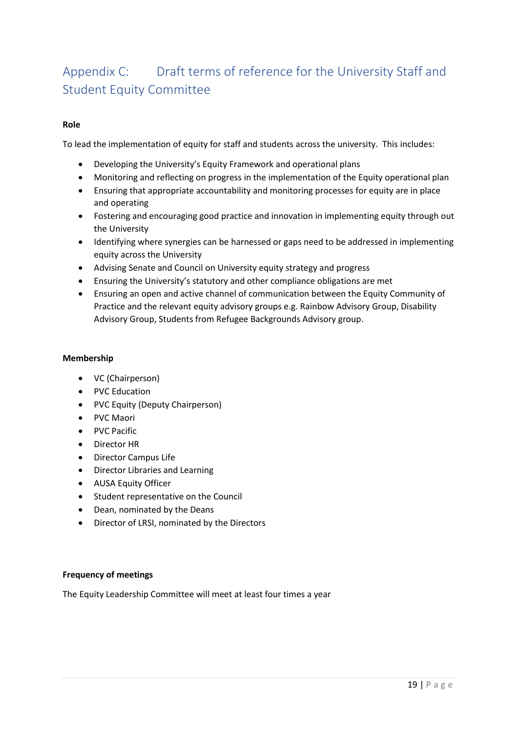# Appendix C: Draft terms of reference for the University Staff and Student Equity Committee

**Role**

To lead the implementation of equity for staff and students across the university. This includes:

- Developing the University's Equity Framework and operational plans
- Monitoring and reflecting on progress in the implementation of the Equity operational plan
- Ensuring that appropriate accountability and monitoring processes for equity are in place and operating
- Fostering and encouraging good practice and innovation in implementing equity through out the University
- Identifying where synergies can be harnessed or gaps need to be addressed in implementing equity across the University
- Advising Senate and Council on University equity strategy and progress
- Ensuring the University's statutory and other compliance obligations are met
- Ensuring an open and active channel of communication between the Equity Community of Practice and the relevant equity advisory groups e.g. Rainbow Advisory Group, Disability Advisory Group, Students from Refugee Backgrounds Advisory group.

**Membership**

- VC (Chairperson)
- PVC Education
- PVC Equity (Deputy Chairperson)
- PVC Maori
- PVC Pacific
- Director HR
- Director Campus Life
- Director Libraries and Learning
- AUSA Equity Officer
- Student representative on the Council
- Dean, nominated by the Deans
- Director of LRSI, nominated by the Directors

**Frequency of meetings**

The Equity Leadership Committee will meet at least four times a year